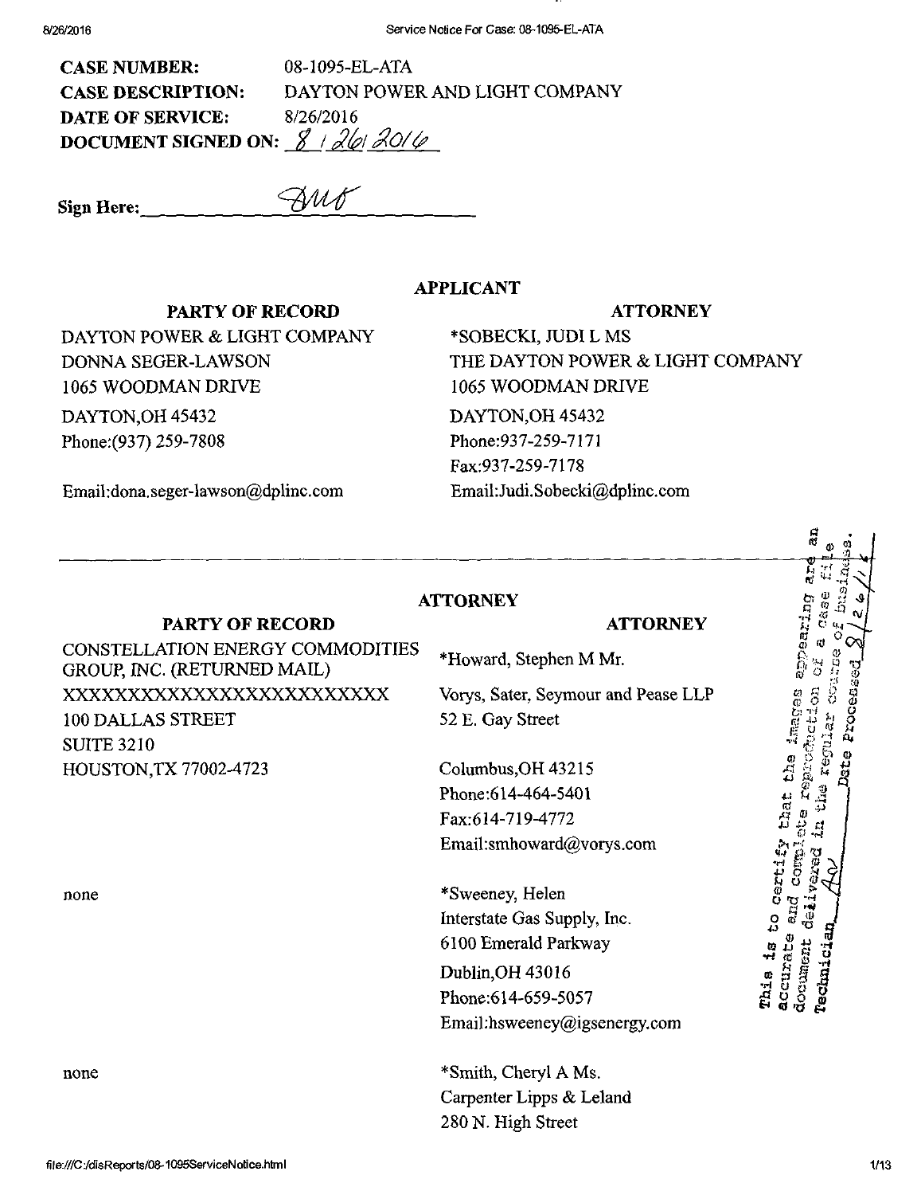**CASE NUMBER:** 08-1095-EL-ATA
**CASE DESCRIPTION:** DAYTON POWER AND LIGHT COMPANY
**DATE OF SERVICE:** 8/26/2016
**DOCUMENT SIGNED ON:** 8/26/2016

**Sign Here:** ________

## APPLICANT

| PARTY OF RECORD | ATTORNEY |
| --- | --- |
| DAYTON POWER & LIGHT COMPANY<br>DONNA SEGER-LAWSON<br>1065 WOODMAN DRIVE<br>DAYTON,OH 45432<br>Phone:(937) 259-7808<br>Email:dona.seger-lawson@dplinc.com | *SOBECKI, JUDI L MS<br>THE DAYTON POWER & LIGHT COMPANY<br>1065 WOODMAN DRIVE<br>DAYTON,OH 45432<br>Phone:937-259-7171<br>Fax:937-259-7178<br>Email:Judi.Sobecki@dplinc.com |

## ATTORNEY

| PARTY OF RECORD | ATTORNEY |
| --- | --- |
| CONSTELLATION ENERGY COMMODITIES GROUP, INC. (RETURNED MAIL)<br>XXXXXXXXXXXXXXXXXXXXXXXX<br>100 DALLAS STREET<br>SUITE 3210<br>HOUSTON,TX 77002-4723 | *Howard, Stephen M Mr.<br>Vorys, Sater, Seymour and Pease LLP<br>52 E. Gay Street<br>Columbus,OH 43215<br>Phone:614-464-5401<br>Fax:614-719-4772<br>Email:smhoward@vorys.com |
| none | *Sweeney, Helen<br>Interstate Gas Supply, Inc.<br>6100 Emerald Parkway<br>Dublin,OH 43016<br>Phone:614-659-5057<br>Email:hsweeney@igsenergy.com |
| none | *Smith, Cheryl A Ms.<br>Carpenter Lipps & Leland<br>280 N. High Street |

This is to certify that the images appearing are an accurate and complete reproduction of a case file document delivered in the regular course of business. Technician ____ Date Processed 8/26/16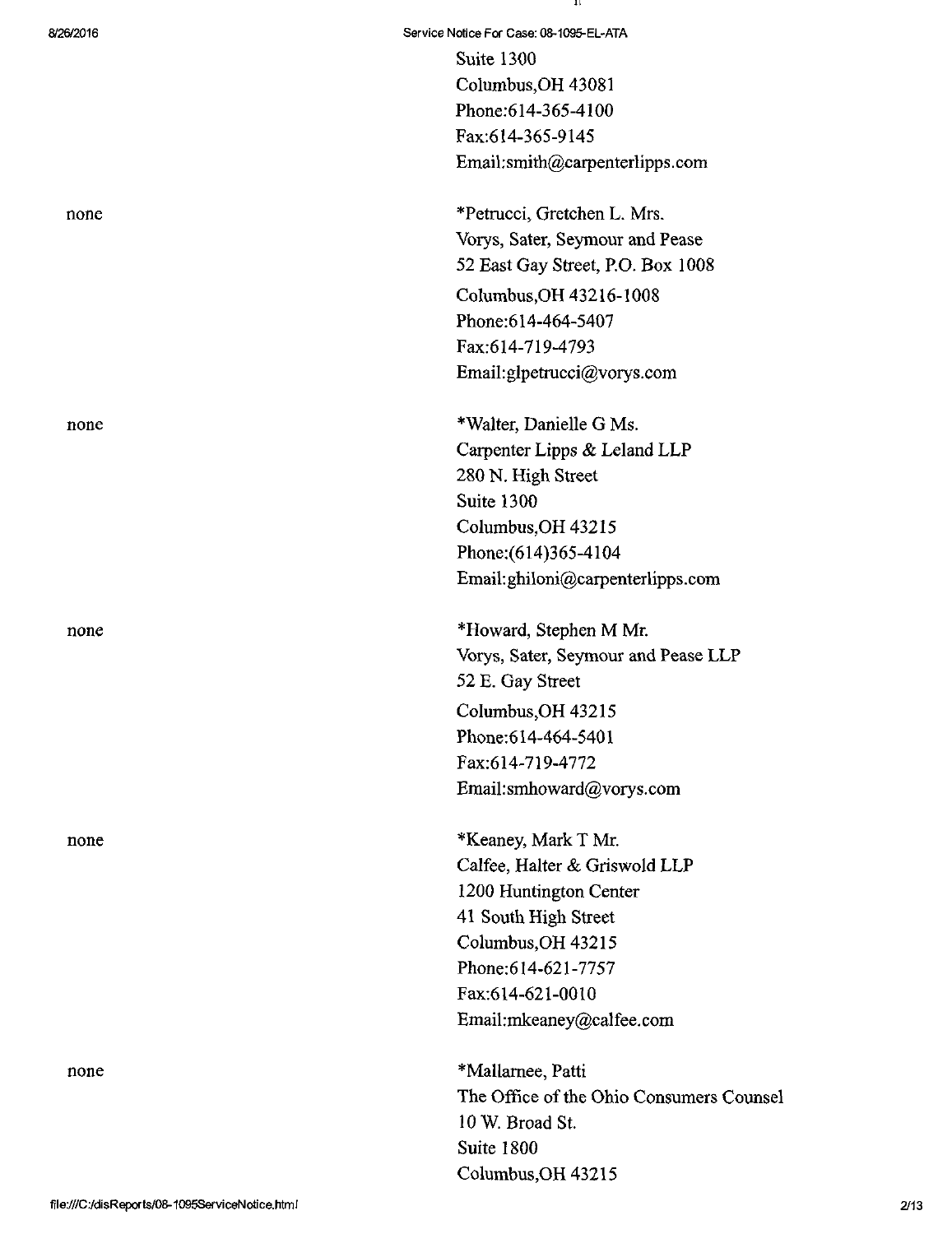Suite 1300
Columbus,OH 43081
Phone:614-365-4100
Fax:614-365-9145
Email:smith@carpenterlipps.com

none

*Petrucci, Gretchen L. Mrs.
Vorys, Sater, Seymour and Pease
52 East Gay Street, P.O. Box 1008
Columbus,OH 43216-1008
Phone:614-464-5407
Fax:614-719-4793
Email:glpetrucci@vorys.com

none

*Walter, Danielle G Ms.
Carpenter Lipps & Leland LLP
280 N. High Street
Suite 1300
Columbus,OH 43215
Phone:(614)365-4104
Email:ghiloni@carpenterlipps.com

none

*Howard, Stephen M Mr.
Vorys, Sater, Seymour and Pease LLP
52 E. Gay Street
Columbus,OH 43215
Phone:614-464-5401
Fax:614-719-4772
Email:smhoward@vorys.com

none

*Keaney, Mark T Mr.
Calfee, Halter & Griswold LLP
1200 Huntington Center
41 South High Street
Columbus,OH 43215
Phone:614-621-7757
Fax:614-621-0010
Email:mkeaney@calfee.com

none

*Mallarnee, Patti
The Office of the Ohio Consumers Counsel
10 W. Broad St.
Suite 1800
Columbus,OH 43215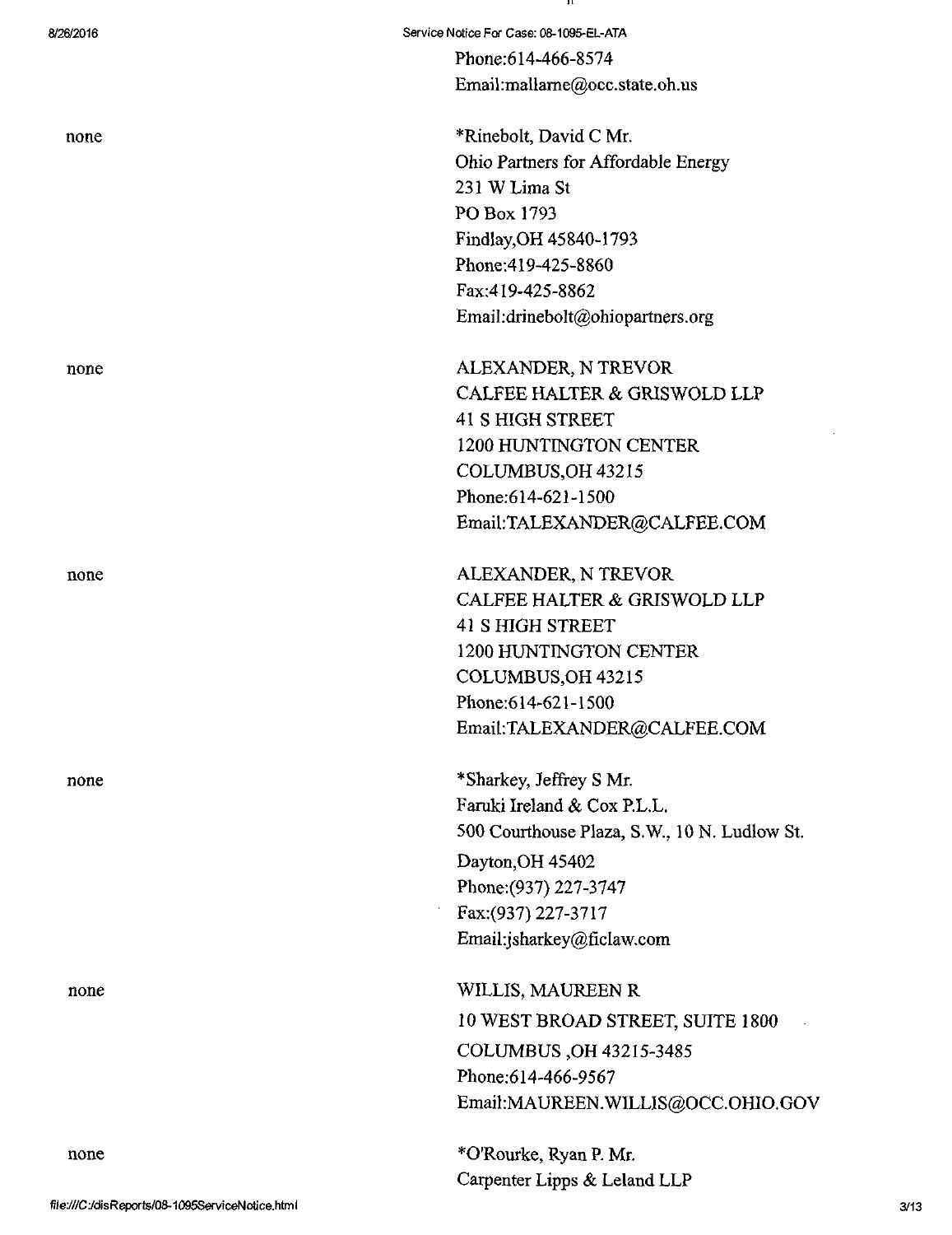Phone:614-466-8574
Email:mallarne@occ.state.oh.us

| | |
|---|---|
| none | *Rinebolt, David C Mr.<br>Ohio Partners for Affordable Energy<br>231 W Lima St<br>PO Box 1793<br>Findlay,OH 45840-1793<br>Phone:419-425-8860<br>Fax:419-425-8862<br>Email:drinebolt@ohiopartners.org |
| none | ALEXANDER, N TREVOR<br>CALFEE HALTER & GRISWOLD LLP<br>41 S HIGH STREET<br>1200 HUNTINGTON CENTER<br>COLUMBUS,OH 43215<br>Phone:614-621-1500<br>Email:TALEXANDER@CALFEE.COM |
| none | ALEXANDER, N TREVOR<br>CALFEE HALTER & GRISWOLD LLP<br>41 S HIGH STREET<br>1200 HUNTINGTON CENTER<br>COLUMBUS,OH 43215<br>Phone:614-621-1500<br>Email:TALEXANDER@CALFEE.COM |
| none | *Sharkey, Jeffrey S Mr.<br>Faruki Ireland & Cox P.L.L.<br>500 Courthouse Plaza, S.W., 10 N. Ludlow St.<br>Dayton,OH 45402<br>Phone:(937) 227-3747<br>Fax:(937) 227-3717<br>Email:jsharkey@ficlaw.com |
| none | WILLIS, MAUREEN R<br>10 WEST BROAD STREET, SUITE 1800<br>COLUMBUS ,OH 43215-3485<br>Phone:614-466-9567<br>Email:MAUREEN.WILLIS@OCC.OHIO.GOV |
| none | *O'Rourke, Ryan P. Mr.<br>Carpenter Lipps & Leland LLP |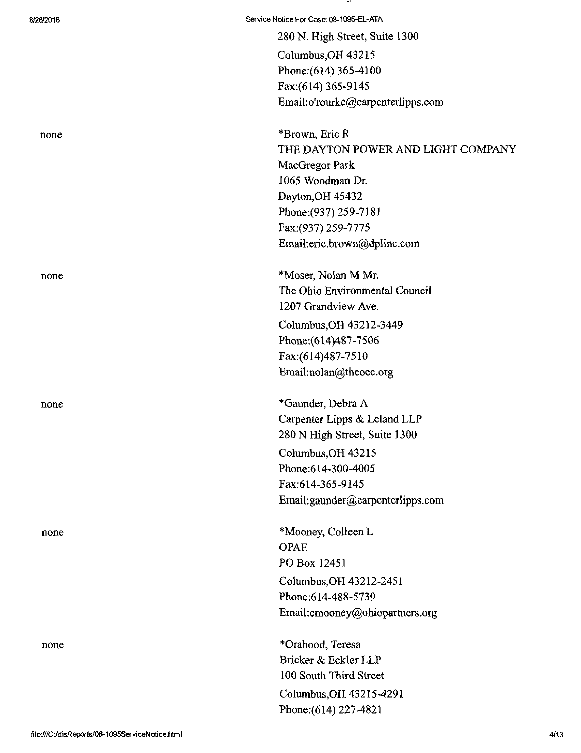280 N. High Street, Suite 1300
Columbus,OH 43215
Phone:(614) 365-4100
Fax:(614) 365-9145
Email:o'rourke@carpenterlipps.com

| | |
|---|---|
| none | *Brown, Eric R<br>THE DAYTON POWER AND LIGHT COMPANY<br>MacGregor Park<br>1065 Woodman Dr.<br>Dayton,OH 45432<br>Phone:(937) 259-7181<br>Fax:(937) 259-7775<br>Email:eric.brown@dplinc.com |
| none | *Moser, Nolan M Mr.<br>The Ohio Environmental Council<br>1207 Grandview Ave.<br>Columbus,OH 43212-3449<br>Phone:(614)487-7506<br>Fax:(614)487-7510<br>Email:nolan@theoec.org |
| none | *Gaunder, Debra A<br>Carpenter Lipps & Leland LLP<br>280 N High Street, Suite 1300<br>Columbus,OH 43215<br>Phone:614-300-4005<br>Fax:614-365-9145<br>Email:gaunder@carpenterlipps.com |
| none | *Mooney, Colleen L<br>OPAE<br>PO Box 12451<br>Columbus,OH 43212-2451<br>Phone:614-488-5739<br>Email:cmooney@ohiopartners.org |
| none | *Orahood, Teresa<br>Bricker & Eckler LLP<br>100 South Third Street<br>Columbus,OH 43215-4291<br>Phone:(614) 227-4821 |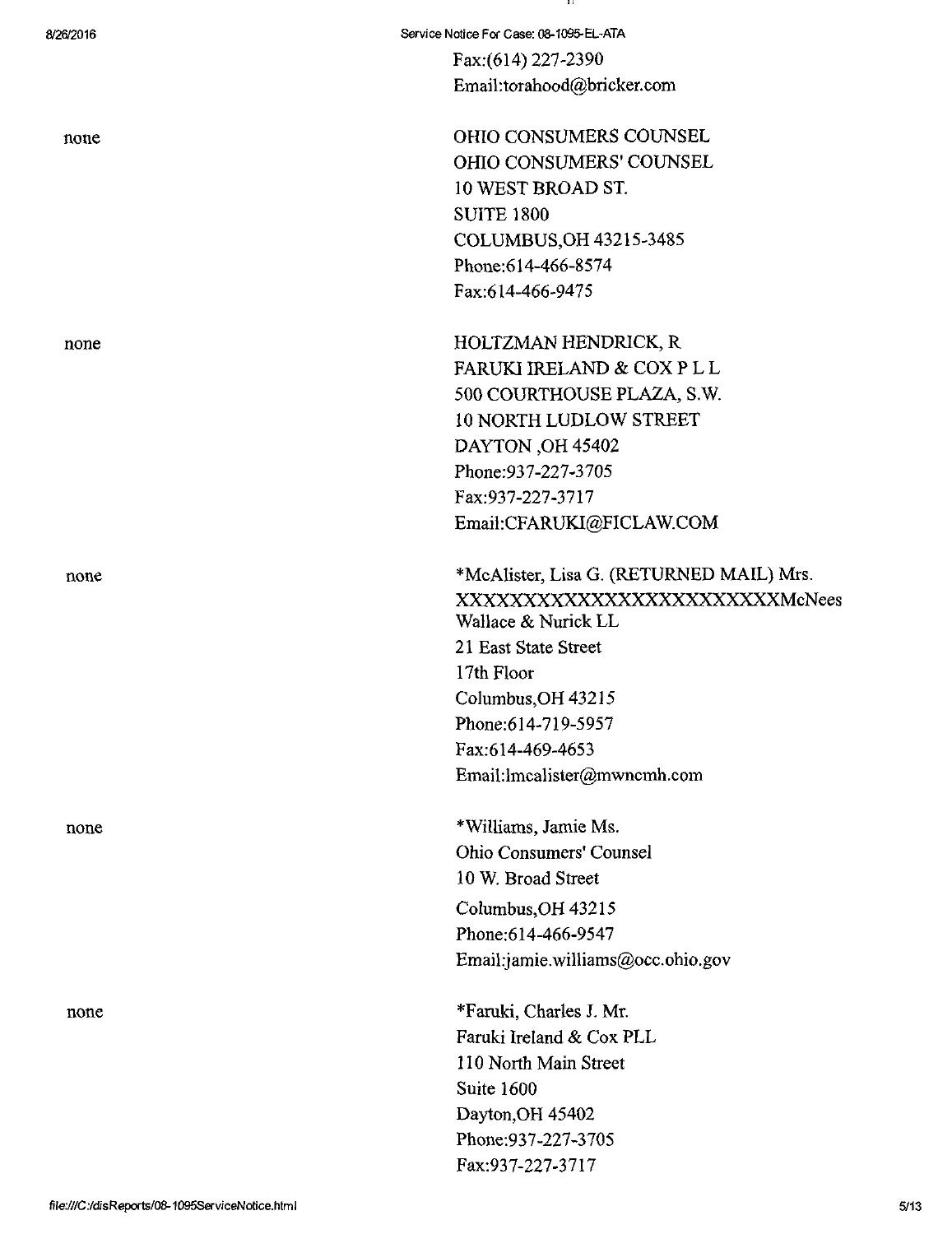Fax:(614) 227-2390
Email:torahood@bricker.com

none

OHIO CONSUMERS COUNSEL
OHIO CONSUMERS' COUNSEL
10 WEST BROAD ST.
SUITE 1800
COLUMBUS,OH 43215-3485
Phone:614-466-8574
Fax:614-466-9475

none

HOLTZMAN HENDRICK, R
FARUKI IRELAND & COX P L L
500 COURTHOUSE PLAZA, S.W.
10 NORTH LUDLOW STREET
DAYTON ,OH 45402
Phone:937-227-3705
Fax:937-227-3717
Email:CFARUKI@FICLAW.COM

none

*McAlister, Lisa G. (RETURNED MAIL) Mrs.
XXXXXXXXXXXXXXXXXXXXXXXXMcNees Wallace & Nurick LL
21 East State Street
17th Floor
Columbus,OH 43215
Phone:614-719-5957
Fax:614-469-4653
Email:lmcalister@mwncmh.com

none

*Williams, Jamie Ms.
Ohio Consumers' Counsel
10 W. Broad Street
Columbus,OH 43215
Phone:614-466-9547
Email:jamie.williams@occ.ohio.gov

none

*Faruki, Charles J. Mr.
Faruki Ireland & Cox PLL
110 North Main Street
Suite 1600
Dayton,OH 45402
Phone:937-227-3705
Fax:937-227-3717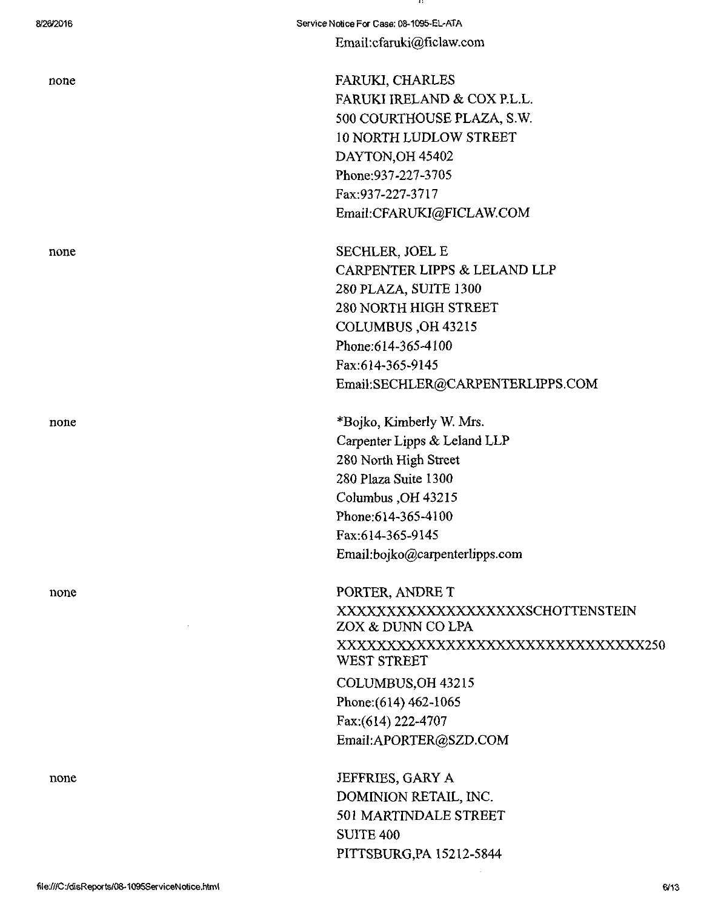Email:cfaruki@ficlaw.com

| | |
|---|---|
| none | FARUKI, CHARLES<br>FARUKI IRELAND & COX P.L.L.<br>500 COURTHOUSE PLAZA, S.W.<br>10 NORTH LUDLOW STREET<br>DAYTON,OH 45402<br>Phone:937-227-3705<br>Fax:937-227-3717<br>Email:CFARUKI@FICLAW.COM |
| none | SECHLER, JOEL E<br>CARPENTER LIPPS & LELAND LLP<br>280 PLAZA, SUITE 1300<br>280 NORTH HIGH STREET<br>COLUMBUS ,OH 43215<br>Phone:614-365-4100<br>Fax:614-365-9145<br>Email:SECHLER@CARPENTERLIPPS.COM |
| none | *Bojko, Kimberly W. Mrs.<br>Carpenter Lipps & Leland LLP<br>280 North High Street<br>280 Plaza Suite 1300<br>Columbus ,OH 43215<br>Phone:614-365-4100<br>Fax:614-365-9145<br>Email:bojko@carpenterlipps.com |
| none | PORTER, ANDRE T<br>XXXXXXXXXXXXXXXXXXXSCHOTTENSTEIN ZOX & DUNN CO LPA<br>XXXXXXXXXXXXXXXXXXXXXXXXXXXXXX250 WEST STREET<br>COLUMBUS,OH 43215<br>Phone:(614) 462-1065<br>Fax:(614) 222-4707<br>Email:APORTER@SZD.COM |
| none | JEFFRIES, GARY A<br>DOMINION RETAIL, INC.<br>501 MARTINDALE STREET<br>SUITE 400<br>PITTSBURG,PA 15212-5844 |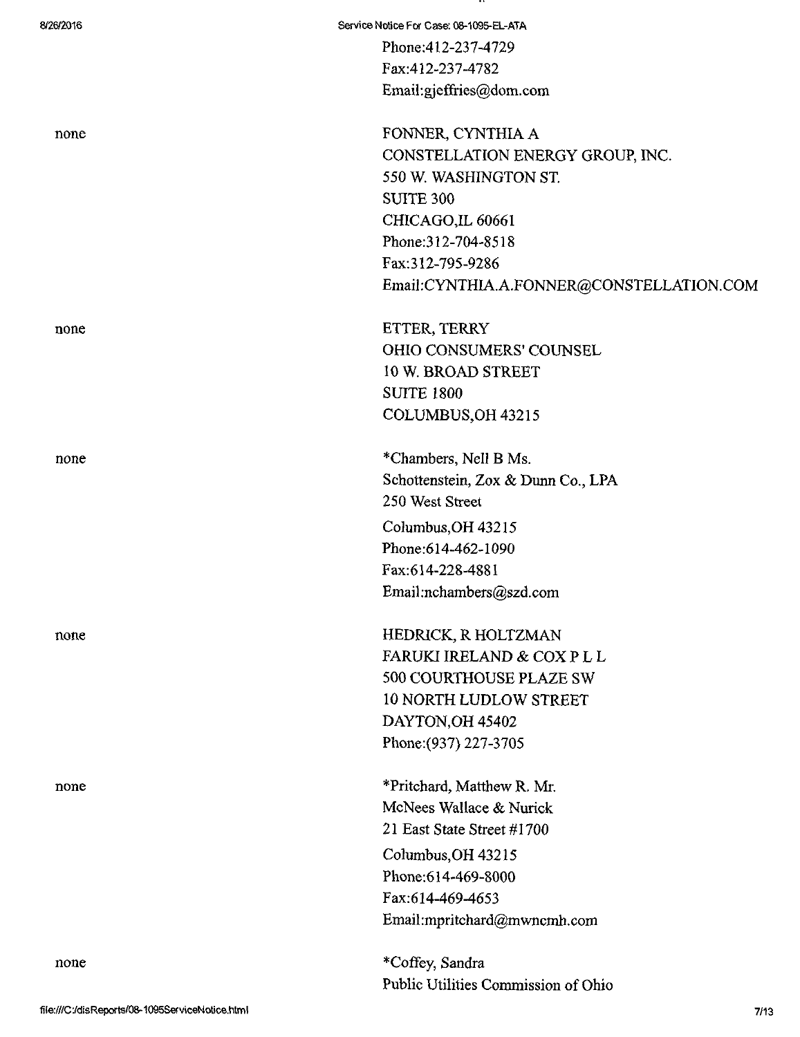Phone:412-237-4729
Fax:412-237-4782
Email:gjeffries@dom.com

none

FONNER, CYNTHIA A
CONSTELLATION ENERGY GROUP, INC.
550 W. WASHINGTON ST.
SUITE 300
CHICAGO,IL 60661
Phone:312-704-8518
Fax:312-795-9286
Email:CYNTHIA.A.FONNER@CONSTELLATION.COM

none

ETTER, TERRY
OHIO CONSUMERS' COUNSEL
10 W. BROAD STREET
SUITE 1800
COLUMBUS,OH 43215

none

*Chambers, Nell B Ms.
Schottenstein, Zox & Dunn Co., LPA
250 West Street
Columbus,OH 43215
Phone:614-462-1090
Fax:614-228-4881
Email:nchambers@szd.com

none

HEDRICK, R HOLTZMAN
FARUKI IRELAND & COX P L L
500 COURTHOUSE PLAZE SW
10 NORTH LUDLOW STREET
DAYTON,OH 45402
Phone:(937) 227-3705

none

*Pritchard, Matthew R. Mr.
McNees Wallace & Nurick
21 East State Street #1700
Columbus,OH 43215
Phone:614-469-8000
Fax:614-469-4653
Email:mpritchard@mwncmh.com

none

*Coffey, Sandra
Public Utilities Commission of Ohio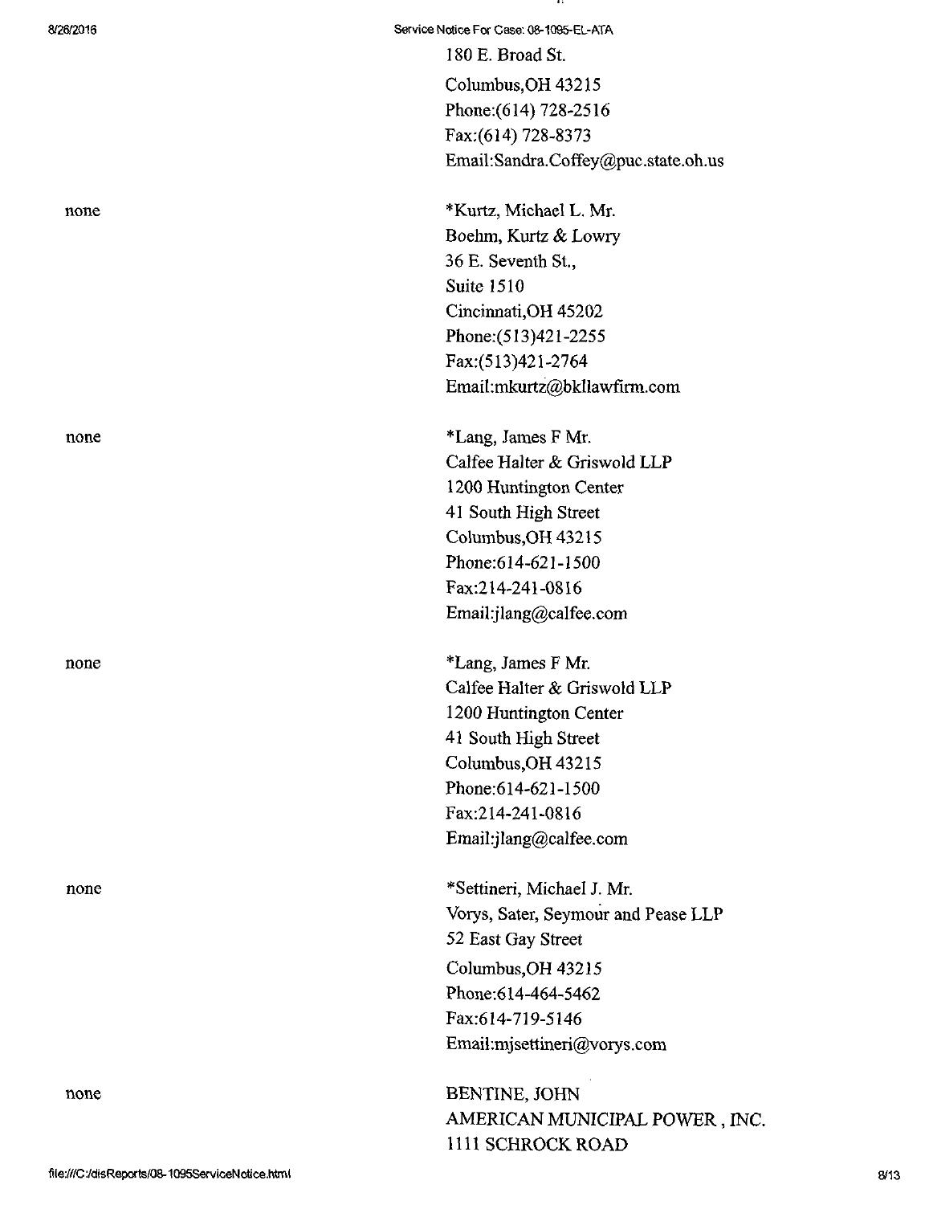180 E. Broad St.
Columbus,OH 43215
Phone:(614) 728-2516
Fax:(614) 728-8373
Email:Sandra.Coffey@puc.state.oh.us

| | |
|---|---|
| none | *Kurtz, Michael L. Mr.<br>Boehm, Kurtz & Lowry<br>36 E. Seventh St.,<br>Suite 1510<br>Cincinnati,OH 45202<br>Phone:(513)421-2255<br>Fax:(513)421-2764<br>Email:mkurtz@bkllawfirm.com |
| none | *Lang, James F Mr.<br>Calfee Halter & Griswold LLP<br>1200 Huntington Center<br>41 South High Street<br>Columbus,OH 43215<br>Phone:614-621-1500<br>Fax:214-241-0816<br>Email:jlang@calfee.com |
| none | *Lang, James F Mr.<br>Calfee Halter & Griswold LLP<br>1200 Huntington Center<br>41 South High Street<br>Columbus,OH 43215<br>Phone:614-621-1500<br>Fax:214-241-0816<br>Email:jlang@calfee.com |
| none | *Settineri, Michael J. Mr.<br>Vorys, Sater, Seymour and Pease LLP<br>52 East Gay Street<br>Columbus,OH 43215<br>Phone:614-464-5462<br>Fax:614-719-5146<br>Email:mjsettineri@vorys.com |
| none | BENTINE, JOHN<br>AMERICAN MUNICIPAL POWER , INC.<br>1111 SCHROCK ROAD |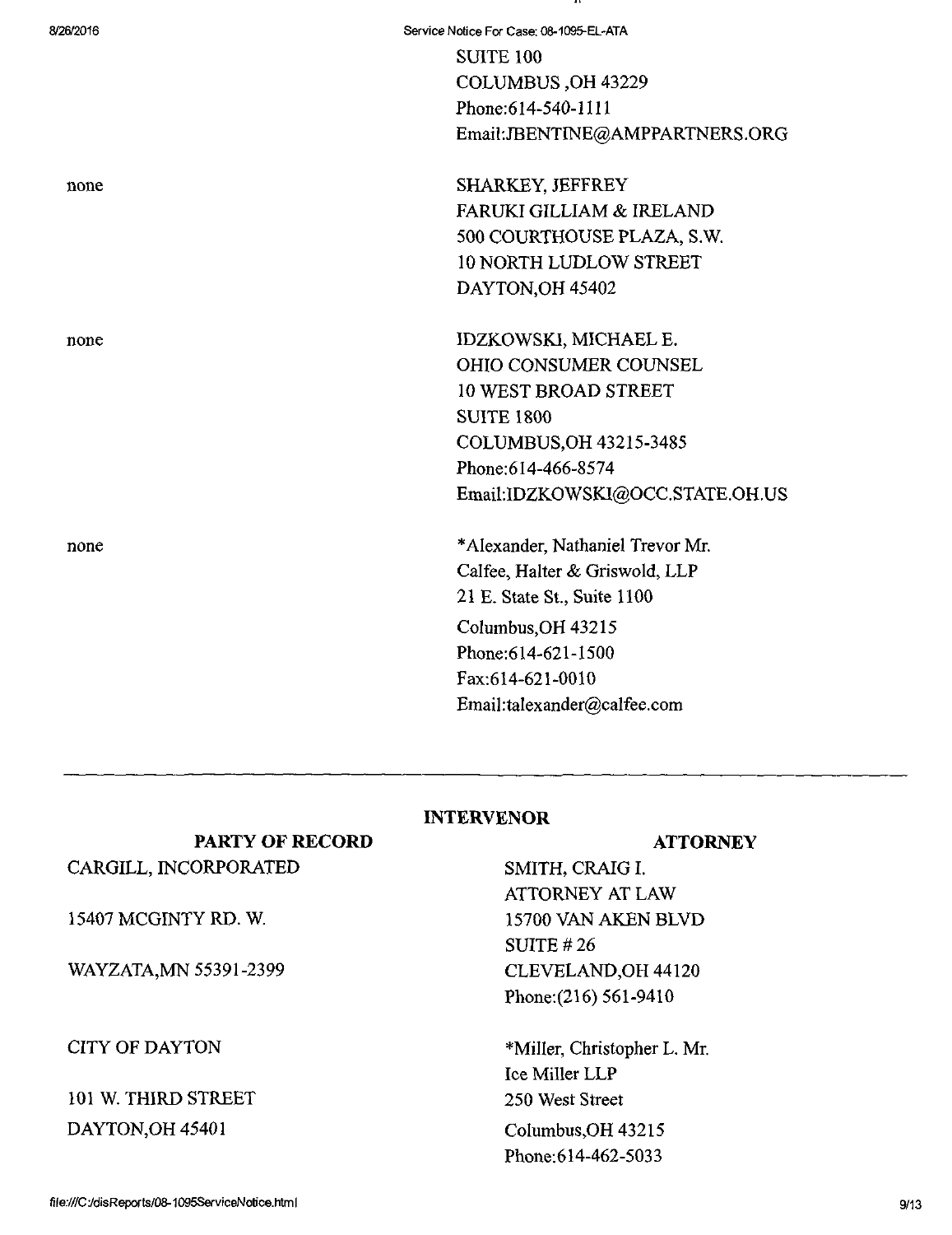| | |
|---|---|
| | SUITE 100<br>COLUMBUS ,OH 43229<br>Phone:614-540-1111<br>Email:JBENTINE@AMPPARTNERS.ORG |
| none | SHARKEY, JEFFREY<br>FARUKI GILLIAM & IRELAND<br>500 COURTHOUSE PLAZA, S.W.<br>10 NORTH LUDLOW STREET<br>DAYTON,OH 45402 |
| none | IDZKOWSKI, MICHAEL E.<br>OHIO CONSUMER COUNSEL<br>10 WEST BROAD STREET<br>SUITE 1800<br>COLUMBUS,OH 43215-3485<br>Phone:614-466-8574<br>Email:IDZKOWSKI@OCC.STATE.OH.US |
| none | *Alexander, Nathaniel Trevor Mr.<br>Calfee, Halter & Griswold, LLP<br>21 E. State St., Suite 1100<br>Columbus,OH 43215<br>Phone:614-621-1500<br>Fax:614-621-0010<br>Email:talexander@calfee.com |

---

## INTERVENOR

| PARTY OF RECORD | ATTORNEY |
|---|---|
| CARGILL, INCORPORATED<br>15407 MCGINTY RD. W.<br>WAYZATA,MN 55391-2399 | SMITH, CRAIG I.<br>ATTORNEY AT LAW<br>15700 VAN AKEN BLVD<br>SUITE # 26<br>CLEVELAND,OH 44120<br>Phone:(216) 561-9410 |
| CITY OF DAYTON<br>101 W. THIRD STREET<br>DAYTON,OH 45401 | *Miller, Christopher L. Mr.<br>Ice Miller LLP<br>250 West Street<br>Columbus,OH 43215<br>Phone:614-462-5033 |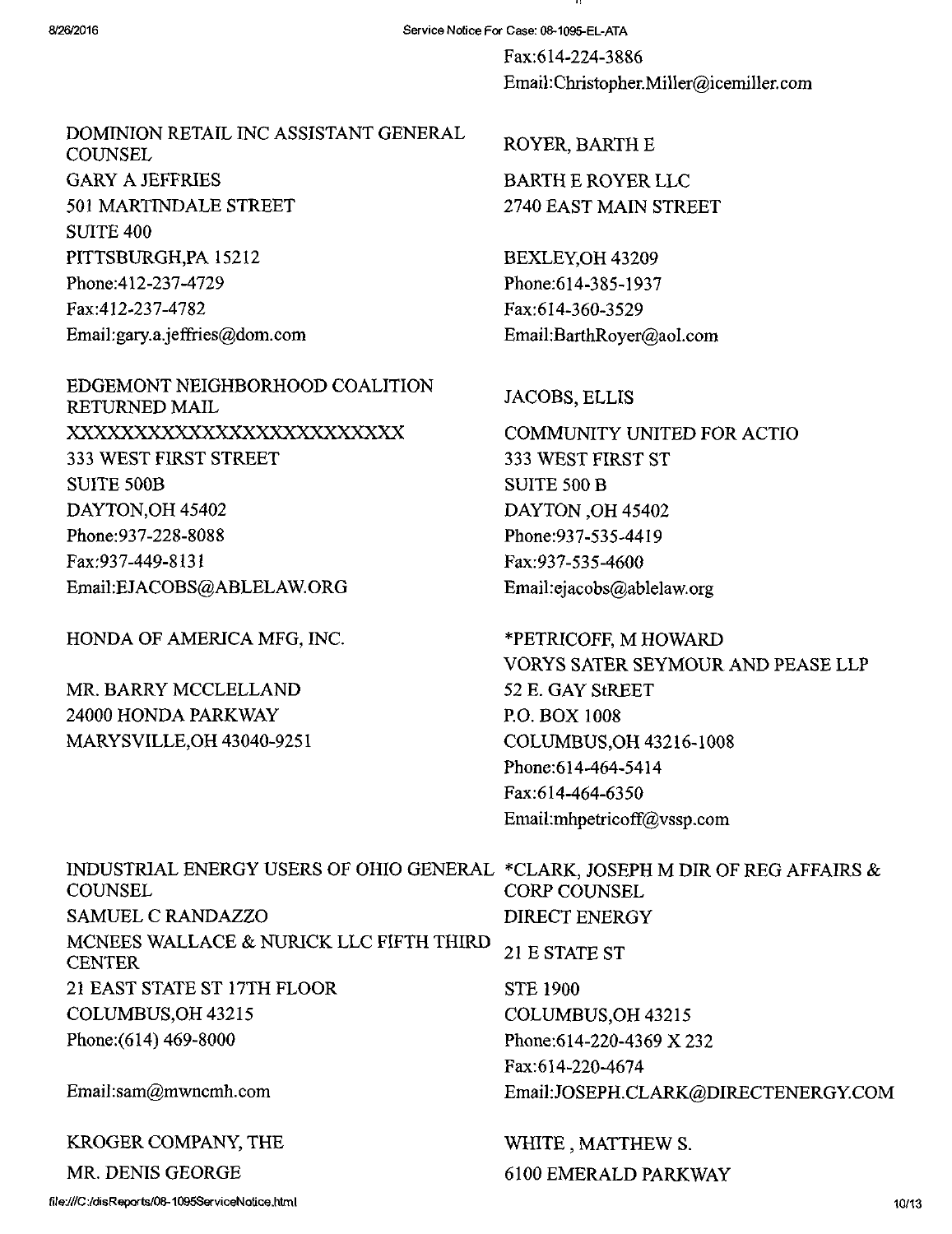Fax:614-224-3886
Email:Christopher.Miller@icemiller.com

DOMINION RETAIL INC ASSISTANT GENERAL COUNSEL
GARY A JEFFRIES
501 MARTINDALE STREET
SUITE 400
PITTSBURGH,PA 15212
Phone:412-237-4729
Fax:412-237-4782
Email:gary.a.jeffries@dom.com

ROYER, BARTH E
BARTH E ROYER LLC
2740 EAST MAIN STREET

BEXLEY,OH 43209
Phone:614-385-1937
Fax:614-360-3529
Email:BarthRoyer@aol.com

EDGEMONT NEIGHBORHOOD COALITION RETURNED MAIL
XXXXXXXXXXXXXXXXXXXXXXXXX
333 WEST FIRST STREET
SUITE 500B
DAYTON,OH 45402
Phone:937-228-8088
Fax:937-449-8131
Email:EJACOBS@ABLELAW.ORG

JACOBS, ELLIS
COMMUNITY UNITED FOR ACTIO
333 WEST FIRST ST
SUITE 500 B
DAYTON ,OH 45402
Phone:937-535-4419
Fax:937-535-4600
Email:ejacobs@ablelaw.org

HONDA OF AMERICA MFG, INC.

MR. BARRY MCCLELLAND
24000 HONDA PARKWAY
MARYSVILLE,OH 43040-9251

*PETRICOFF, M HOWARD
VORYS SATER SEYMOUR AND PEASE LLP
52 E. GAY StREET
P.O. BOX 1008
COLUMBUS,OH 43216-1008
Phone:614-464-5414
Fax:614-464-6350
Email:mhpetricoff@vssp.com

INDUSTRIAL ENERGY USERS OF OHIO GENERAL COUNSEL
SAMUEL C RANDAZZO
MCNEES WALLACE & NURICK LLC FIFTH THIRD CENTER
21 EAST STATE ST 17TH FLOOR
COLUMBUS,OH 43215
Phone:(614) 469-8000

Email:sam@mwncmh.com

*CLARK, JOSEPH M DIR OF REG AFFAIRS & CORP COUNSEL
DIRECT ENERGY
21 E STATE ST
STE 1900
COLUMBUS,OH 43215
Phone:614-220-4369 X 232
Fax:614-220-4674
Email:JOSEPH.CLARK@DIRECTENERGY.COM

KROGER COMPANY, THE
MR. DENIS GEORGE

WHITE , MATTHEW S.
6100 EMERALD PARKWAY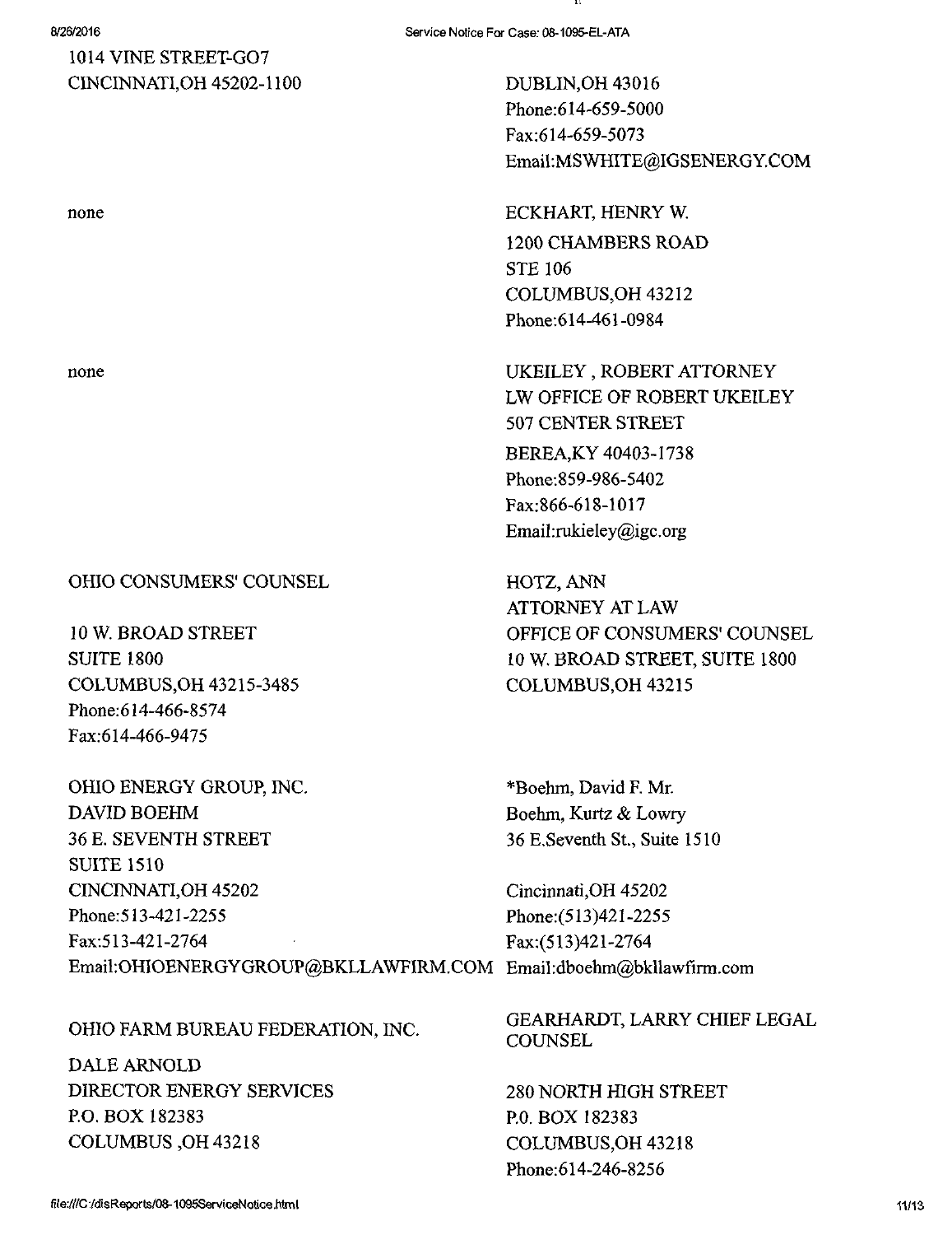| | |
|---|---|
| 1014 VINE STREET-GO7<br>CINCINNATI,OH 45202-1100 | DUBLIN,OH 43016<br>Phone:614-659-5000<br>Fax:614-659-5073<br>Email:MSWHITE@IGSENERGY.COM |
| none | ECKHART, HENRY W.<br>1200 CHAMBERS ROAD<br>STE 106<br>COLUMBUS,OH 43212<br>Phone:614-461-0984 |
| none | UKEILEY , ROBERT ATTORNEY<br>LW OFFICE OF ROBERT UKEILEY<br>507 CENTER STREET<br>BEREA,KY 40403-1738<br>Phone:859-986-5402<br>Fax:866-618-1017<br>Email:rukieley@igc.org |
| OHIO CONSUMERS' COUNSEL<br><br>10 W. BROAD STREET<br>SUITE 1800<br>COLUMBUS,OH 43215-3485<br>Phone:614-466-8574<br>Fax:614-466-9475 | HOTZ, ANN<br>ATTORNEY AT LAW<br>OFFICE OF CONSUMERS' COUNSEL<br>10 W. BROAD STREET, SUITE 1800<br>COLUMBUS,OH 43215 |
| OHIO ENERGY GROUP, INC.<br>DAVID BOEHM<br>36 E. SEVENTH STREET<br>SUITE 1510<br>CINCINNATI,OH 45202<br>Phone:513-421-2255<br>Fax:513-421-2764<br>Email:OHIOENERGYGROUP@BKLLAWFIRM.COM | *Boehm, David F. Mr.<br>Boehm, Kurtz & Lowry<br>36 E.Seventh St., Suite 1510<br><br>Cincinnati,OH 45202<br>Phone:(513)421-2255<br>Fax:(513)421-2764<br>Email:dboehm@bkllawfirm.com |
| OHIO FARM BUREAU FEDERATION, INC.<br><br>DALE ARNOLD<br>DIRECTOR ENERGY SERVICES<br>P.O. BOX 182383<br>COLUMBUS ,OH 43218 | GEARHARDT, LARRY CHIEF LEGAL COUNSEL<br><br>280 NORTH HIGH STREET<br>P.0. BOX 182383<br>COLUMBUS,OH 43218<br>Phone:614-246-8256 |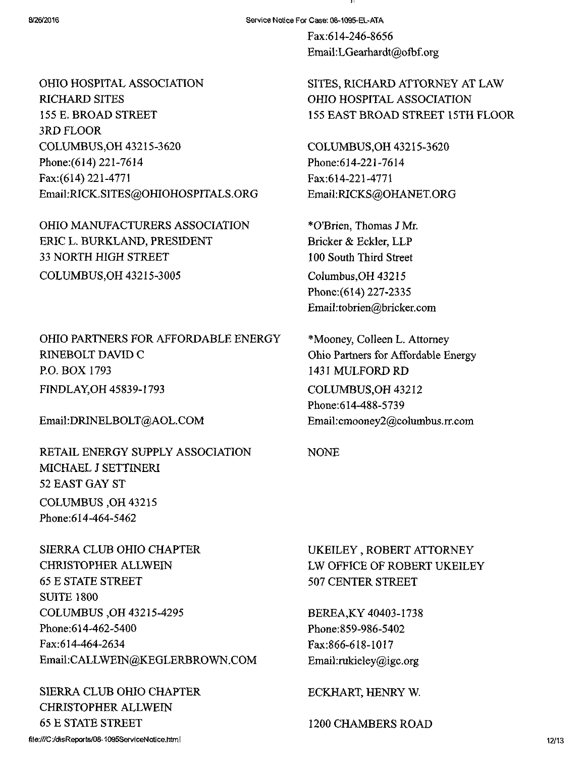Fax:614-246-8656
Email:LGearhardt@ofbf.org

OHIO HOSPITAL ASSOCIATION
RICHARD SITES
155 E. BROAD STREET
3RD FLOOR
COLUMBUS,OH 43215-3620
Phone:(614) 221-7614
Fax:(614) 221-4771
Email:RICK.SITES@OHIOHOSPITALS.ORG

SITES, RICHARD ATTORNEY AT LAW
OHIO HOSPITAL ASSOCIATION
155 EAST BROAD STREET 15TH FLOOR

COLUMBUS,OH 43215-3620
Phone:614-221-7614
Fax:614-221-4771
Email:RICKS@OHANET.ORG

OHIO MANUFACTURERS ASSOCIATION
ERIC L. BURKLAND, PRESIDENT
33 NORTH HIGH STREET
COLUMBUS,OH 43215-3005

*O'Brien, Thomas J Mr.
Bricker & Eckler, LLP
100 South Third Street
Columbus,OH 43215
Phone:(614) 227-2335
Email:tobrien@bricker.com

OHIO PARTNERS FOR AFFORDABLE ENERGY
RINEBOLT DAVID C
P.O. BOX 1793
FINDLAY,OH 45839-1793

Email:DRINELBOLT@AOL.COM

*Mooney, Colleen L. Attorney
Ohio Partners for Affordable Energy
1431 MULFORD RD
COLUMBUS,OH 43212
Phone:614-488-5739
Email:cmooney2@columbus.rr.com

RETAIL ENERGY SUPPLY ASSOCIATION
MICHAEL J SETTINERI
52 EAST GAY ST
COLUMBUS ,OH 43215
Phone:614-464-5462

NONE

SIERRA CLUB OHIO CHAPTER
CHRISTOPHER ALLWEIN
65 E STATE STREET
SUITE 1800
COLUMBUS ,OH 43215-4295
Phone:614-462-5400
Fax:614-464-2634
Email:CALLWEIN@KEGLERBROWN.COM

UKEILEY , ROBERT ATTORNEY
LW OFFICE OF ROBERT UKEILEY
507 CENTER STREET

BEREA,KY 40403-1738
Phone:859-986-5402
Fax:866-618-1017
Email:rukieley@igc.org

SIERRA CLUB OHIO CHAPTER
CHRISTOPHER ALLWEIN
65 E STATE STREET

ECKHART, HENRY W.

1200 CHAMBERS ROAD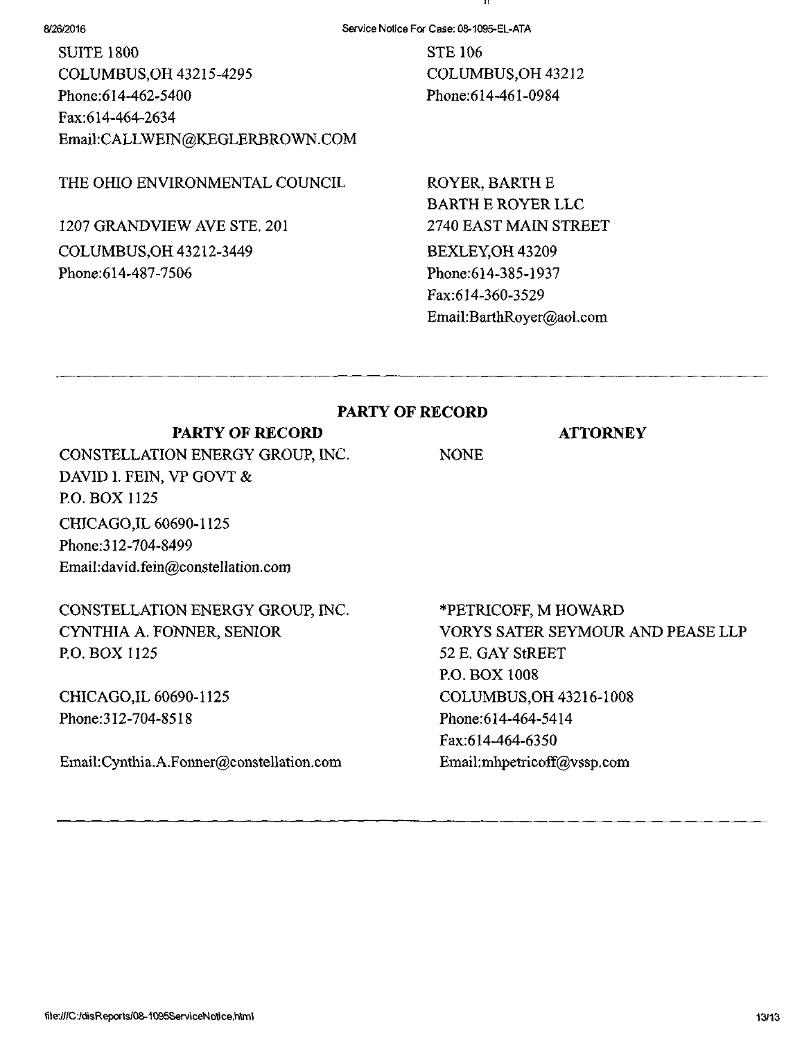| | |
|---|---|
| SUITE 1800<br>COLUMBUS,OH 43215-4295<br>Phone:614-462-5400<br>Fax:614-464-2634<br>Email:CALLWEIN@KEGLERBROWN.COM | STE 106<br>COLUMBUS,OH 43212<br>Phone:614-461-0984 |
| THE OHIO ENVIRONMENTAL COUNCIL<br><br>1207 GRANDVIEW AVE STE. 201<br>COLUMBUS,OH 43212-3449<br>Phone:614-487-7506 | ROYER, BARTH E<br>BARTH E ROYER LLC<br>2740 EAST MAIN STREET<br>BEXLEY,OH 43209<br>Phone:614-385-1937<br>Fax:614-360-3529<br>Email:BarthRoyer@aol.com |

---

**PARTY OF RECORD**

| PARTY OF RECORD | ATTORNEY |
|---|---|
| CONSTELLATION ENERGY GROUP, INC.<br>DAVID I. FEIN, VP GOVT &<br>P.O. BOX 1125<br>CHICAGO,IL 60690-1125<br>Phone:312-704-8499<br>Email:david.fein@constellation.com | NONE |
| CONSTELLATION ENERGY GROUP, INC.<br>CYNTHIA A. FONNER, SENIOR<br>P.O. BOX 1125<br><br>CHICAGO,IL 60690-1125<br>Phone:312-704-8518<br><br>Email:Cynthia.A.Fonner@constellation.com | *PETRICOFF, M HOWARD<br>VORYS SATER SEYMOUR AND PEASE LLP<br>52 E. GAY StREET<br>P.O. BOX 1008<br>COLUMBUS,OH 43216-1008<br>Phone:614-464-5414<br>Fax:614-464-6350<br>Email:mhpetricoff@vssp.com |

---